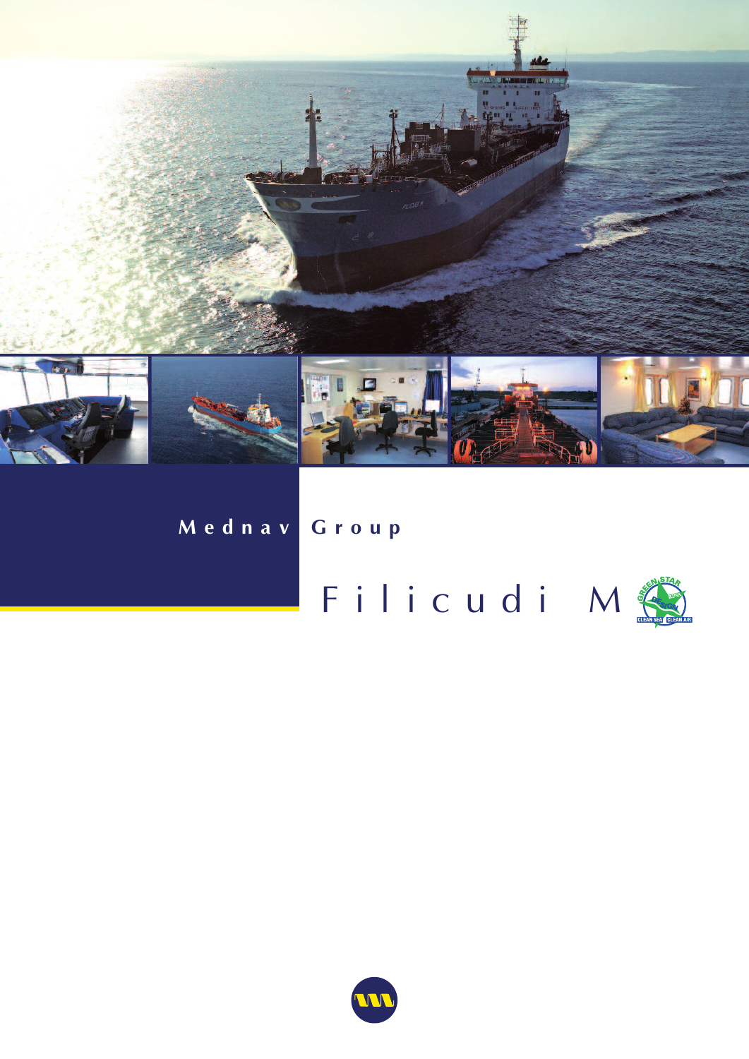# Mednav Group

## Filicudi M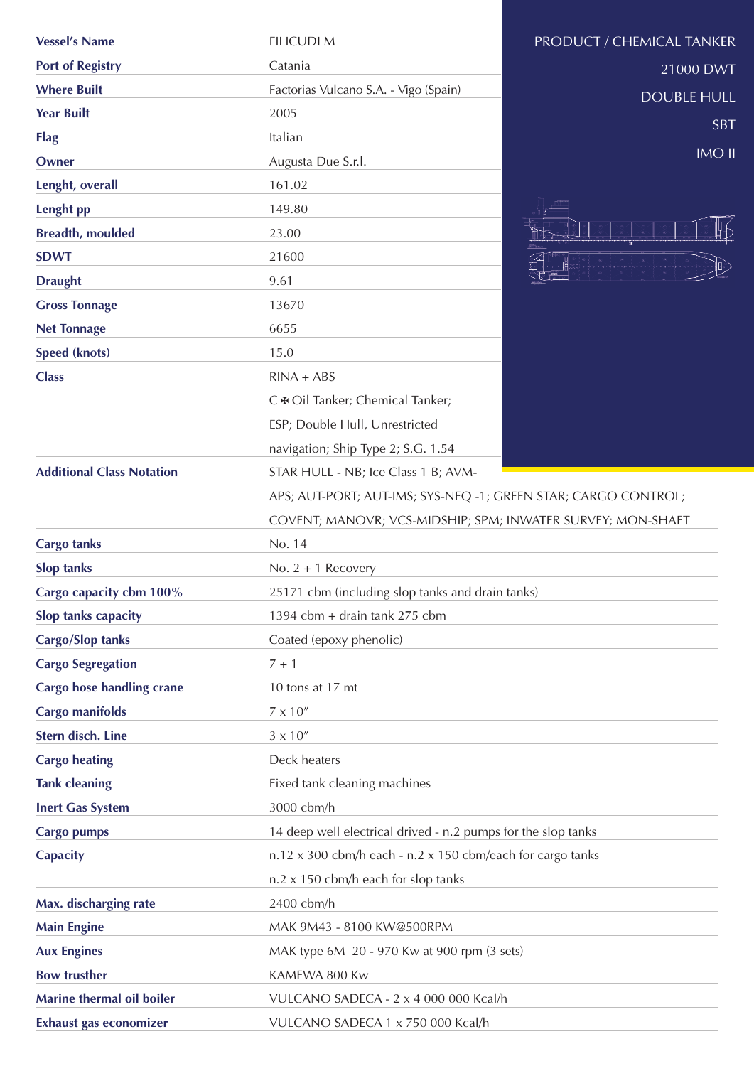PRODUCT / CHEMICAL TANKER

21000 DWT

DOUBLE HULL

SBT

IMO II

| | |
|---|---|
| **Vessel's Name** | FILICUDI M |
| **Port of Registry** | Catania |
| **Where Built** | Factorias Vulcano S.A. - Vigo (Spain) |
| **Year Built** | 2005 |
| **Flag** | Italian |
| **Owner** | Augusta Due S.r.l. |
| **Lenght, overall** | 161.02 |
| **Lenght pp** | 149.80 |
| **Breadth, moulded** | 23.00 |
| **SDWT** | 21600 |
| **Draught** | 9.61 |
| **Gross Tonnage** | 13670 |
| **Net Tonnage** | 6655 |
| **Speed (knots)** | 15.0 |
| **Class** | RINA + ABS<br>C ✠ Oil Tanker; Chemical Tanker;<br>ESP; Double Hull, Unrestricted<br>navigation; Ship Type 2; S.G. 1.54 |
| **Additional Class Notation** | STAR HULL - NB; Ice Class 1 B; AVM-APS; AUT-PORT; AUT-IMS; SYS-NEQ -1; GREEN STAR; CARGO CONTROL; COVENT; MANOVR; VCS-MIDSHIP; SPM; INWATER SURVEY; MON-SHAFT |
| **Cargo tanks** | No. 14 |
| **Slop tanks** | No. 2 + 1 Recovery |
| **Cargo capacity cbm 100%** | 25171 cbm (including slop tanks and drain tanks) |
| **Slop tanks capacity** | 1394 cbm + drain tank 275 cbm |
| **Cargo/Slop tanks** | Coated (epoxy phenolic) |
| **Cargo Segregation** | 7 + 1 |
| **Cargo hose handling crane** | 10 tons at 17 mt |
| **Cargo manifolds** | 7 x 10″ |
| **Stern disch. Line** | 3 x 10″ |
| **Cargo heating** | Deck heaters |
| **Tank cleaning** | Fixed tank cleaning machines |
| **Inert Gas System** | 3000 cbm/h |
| **Cargo pumps** | 14 deep well electrical drived - n.2 pumps for the slop tanks |
| **Capacity** | n.12 x 300 cbm/h each - n.2 x 150 cbm/each for cargo tanks<br>n.2 x 150 cbm/h each for slop tanks |
| **Max. discharging rate** | 2400 cbm/h |
| **Main Engine** | MAK 9M43 - 8100 KW@500RPM |
| **Aux Engines** | MAK type 6M 20 - 970 Kw at 900 rpm (3 sets) |
| **Bow trusther** | KAMEWA 800 Kw |
| **Marine thermal oil boiler** | VULCANO SADECA - 2 x 4 000 000 Kcal/h |
| **Exhaust gas economizer** | VULCANO SADECA 1 x 750 000 Kcal/h |